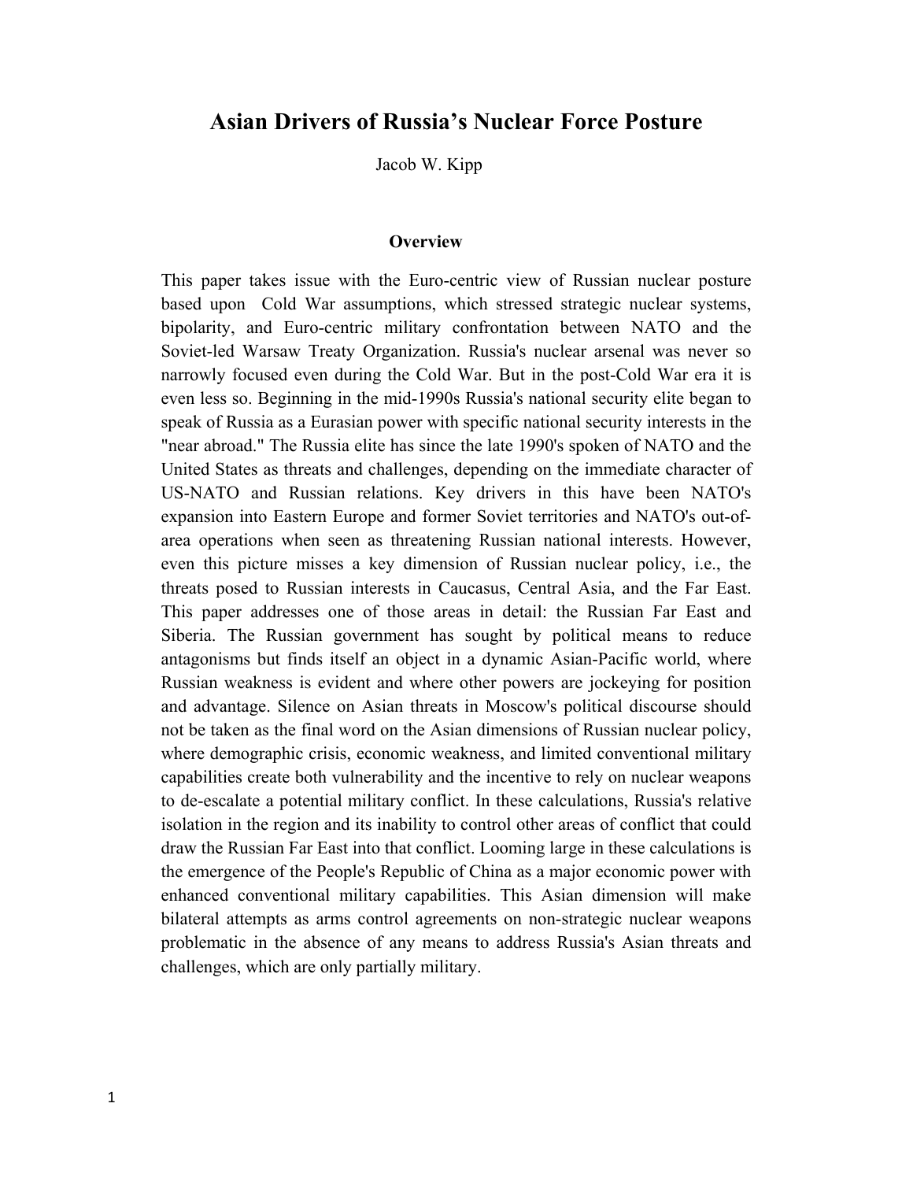# Asian Drivers of Russia's Nuclear Force Posture

Jacob W. Kipp

## Overview

This paper takes issue with the Euro-centric view of Russian nuclear posture based upon Cold War assumptions, which stressed strategic nuclear systems, bipolarity, and Euro-centric military confrontation between NATO and the Soviet-led Warsaw Treaty Organization. Russia's nuclear arsenal was never so narrowly focused even during the Cold War. But in the post-Cold War era it is even less so. Beginning in the mid-1990s Russia's national security elite began to speak of Russia as a Eurasian power with specific national security interests in the "near abroad." The Russia elite has since the late 1990's spoken of NATO and the United States as threats and challenges, depending on the immediate character of US-NATO and Russian relations. Key drivers in this have been NATO's expansion into Eastern Europe and former Soviet territories and NATO's out-of-area operations when seen as threatening Russian national interests. However, even this picture misses a key dimension of Russian nuclear policy, i.e., the threats posed to Russian interests in Caucasus, Central Asia, and the Far East. This paper addresses one of those areas in detail: the Russian Far East and Siberia. The Russian government has sought by political means to reduce antagonisms but finds itself an object in a dynamic Asian-Pacific world, where Russian weakness is evident and where other powers are jockeying for position and advantage. Silence on Asian threats in Moscow's political discourse should not be taken as the final word on the Asian dimensions of Russian nuclear policy, where demographic crisis, economic weakness, and limited conventional military capabilities create both vulnerability and the incentive to rely on nuclear weapons to de-escalate a potential military conflict. In these calculations, Russia's relative isolation in the region and its inability to control other areas of conflict that could draw the Russian Far East into that conflict. Looming large in these calculations is the emergence of the People's Republic of China as a major economic power with enhanced conventional military capabilities. This Asian dimension will make bilateral attempts as arms control agreements on non-strategic nuclear weapons problematic in the absence of any means to address Russia's Asian threats and challenges, which are only partially military.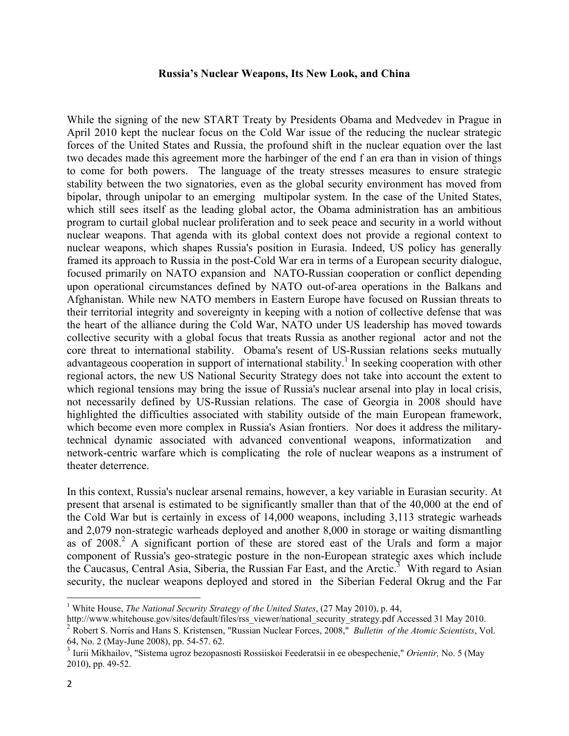**Russia's Nuclear Weapons, Its New Look, and China**

While the signing of the new START Treaty by Presidents Obama and Medvedev in Prague in April 2010 kept the nuclear focus on the Cold War issue of the reducing the nuclear strategic forces of the United States and Russia, the profound shift in the nuclear equation over the last two decades made this agreement more the harbinger of the end f an era than in vision of things to come for both powers. The language of the treaty stresses measures to ensure strategic stability between the two signatories, even as the global security environment has moved from bipolar, through unipolar to an emerging multipolar system. In the case of the United States, which still sees itself as the leading global actor, the Obama administration has an ambitious program to curtail global nuclear proliferation and to seek peace and security in a world without nuclear weapons. That agenda with its global context does not provide a regional context to nuclear weapons, which shapes Russia's position in Eurasia. Indeed, US policy has generally framed its approach to Russia in the post-Cold War era in terms of a European security dialogue, focused primarily on NATO expansion and NATO-Russian cooperation or conflict depending upon operational circumstances defined by NATO out-of-area operations in the Balkans and Afghanistan. While new NATO members in Eastern Europe have focused on Russian threats to their territorial integrity and sovereignty in keeping with a notion of collective defense that was the heart of the alliance during the Cold War, NATO under US leadership has moved towards collective security with a global focus that treats Russia as another regional actor and not the core threat to international stability. Obama's resent of US-Russian relations seeks mutually advantageous cooperation in support of international stability.[1] In seeking cooperation with other regional actors, the new US National Security Strategy does not take into account the extent to which regional tensions may bring the issue of Russia's nuclear arsenal into play in local crisis, not necessarily defined by US-Russian relations. The case of Georgia in 2008 should have highlighted the difficulties associated with stability outside of the main European framework, which become even more complex in Russia's Asian frontiers. Nor does it address the military-technical dynamic associated with advanced conventional weapons, informatization and network-centric warfare which is complicating the role of nuclear weapons as a instrument of theater deterrence.

In this context, Russia's nuclear arsenal remains, however, a key variable in Eurasian security. At present that arsenal is estimated to be significantly smaller than that of the 40,000 at the end of the Cold War but is certainly in excess of 14,000 weapons, including 3,113 strategic warheads and 2,079 non-strategic warheads deployed and another 8,000 in storage or waiting dismantling as of 2008.[2] A significant portion of these are stored east of the Urals and form a major component of Russia's geo-strategic posture in the non-European strategic axes which include the Caucasus, Central Asia, Siberia, the Russian Far East, and the Arctic.[3] With regard to Asian security, the nuclear weapons deployed and stored in the Siberian Federal Okrug and the Far

---

[1] White House, *The National Security Strategy of the United States*, (27 May 2010), p. 44, http://www.whitehouse.gov/sites/default/files/rss_viewer/national_security_strategy.pdf Accessed 31 May 2010.

[2] Robert S. Norris and Hans S. Kristensen, "Russian Nuclear Forces, 2008," *Bulletin of the Atomic Scientists*, Vol. 64, No. 2 (May-June 2008), pp. 54-57. 62.

[3] Iurii Mikhailov, "Sistema ugroz bezopasnosti Rossiiskoi Feederatsii in ee obespechenie," *Orientir,* No. 5 (May 2010), pp. 49-52.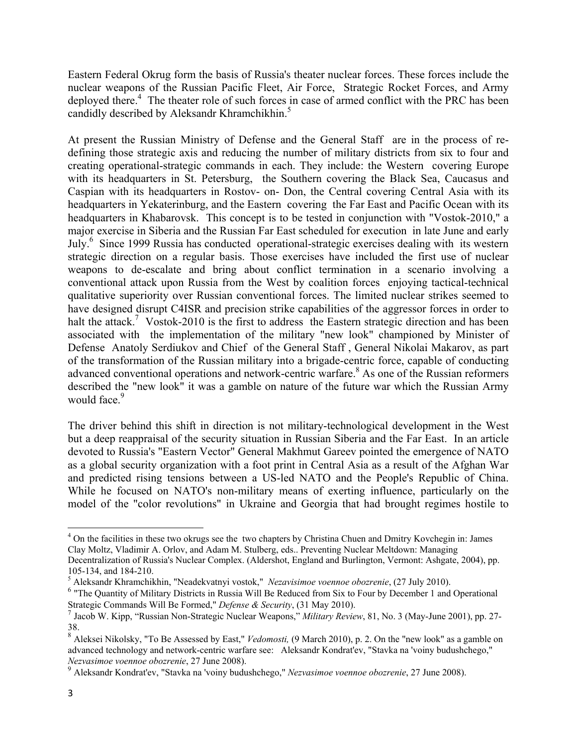Eastern Federal Okrug form the basis of Russia's theater nuclear forces. These forces include the nuclear weapons of the Russian Pacific Fleet, Air Force, Strategic Rocket Forces, and Army deployed there.[4] The theater role of such forces in case of armed conflict with the PRC has been candidly described by Aleksandr Khramchikhin.[5]

At present the Russian Ministry of Defense and the General Staff are in the process of re-defining those strategic axis and reducing the number of military districts from six to four and creating operational-strategic commands in each. They include: the Western covering Europe with its headquarters in St. Petersburg, the Southern covering the Black Sea, Caucasus and Caspian with its headquarters in Rostov- on- Don, the Central covering Central Asia with its headquarters in Yekaterinburg, and the Eastern covering the Far East and Pacific Ocean with its headquarters in Khabarovsk. This concept is to be tested in conjunction with "Vostok-2010," a major exercise in Siberia and the Russian Far East scheduled for execution in late June and early July.[6] Since 1999 Russia has conducted operational-strategic exercises dealing with its western strategic direction on a regular basis. Those exercises have included the first use of nuclear weapons to de-escalate and bring about conflict termination in a scenario involving a conventional attack upon Russia from the West by coalition forces enjoying tactical-technical qualitative superiority over Russian conventional forces. The limited nuclear strikes seemed to have designed disrupt C4ISR and precision strike capabilities of the aggressor forces in order to halt the attack.[7] Vostok-2010 is the first to address the Eastern strategic direction and has been associated with the implementation of the military "new look" championed by Minister of Defense Anatoly Serdiukov and Chief of the General Staff , General Nikolai Makarov, as part of the transformation of the Russian military into a brigade-centric force, capable of conducting advanced conventional operations and network-centric warfare.[8] As one of the Russian reformers described the "new look" it was a gamble on nature of the future war which the Russian Army would face.[9]

The driver behind this shift in direction is not military-technological development in the West but a deep reappraisal of the security situation in Russian Siberia and the Far East. In an article devoted to Russia's "Eastern Vector" General Makhmut Gareev pointed the emergence of NATO as a global security organization with a foot print in Central Asia as a result of the Afghan War and predicted rising tensions between a US-led NATO and the People's Republic of China. While he focused on NATO's non-military means of exerting influence, particularly on the model of the "color revolutions" in Ukraine and Georgia that had brought regimes hostile to

---

[4] On the facilities in these two okrugs see the two chapters by Christina Chuen and Dmitry Kovchegin in: James Clay Moltz, Vladimir A. Orlov, and Adam M. Stulberg, eds.. Preventing Nuclear Meltdown: Managing Decentralization of Russia's Nuclear Complex. (Aldershot, England and Burlington, Vermont: Ashgate, 2004), pp. 105-134, and 184-210.

[5] Aleksandr Khramchikhin, "Neadekvatnyi vostok," *Nezavisimoe voennoe obozrenie*, (27 July 2010).

[6] "The Quantity of Military Districts in Russia Will Be Reduced from Six to Four by December 1 and Operational Strategic Commands Will Be Formed," *Defense & Security*, (31 May 2010).

[7] Jacob W. Kipp, "Russian Non-Strategic Nuclear Weapons," *Military Review*, 81, No. 3 (May-June 2001), pp. 27-38.

[8] Aleksei Nikolsky, "To Be Assessed by East," *Vedomosti,* (9 March 2010), p. 2. On the "new look" as a gamble on advanced technology and network-centric warfare see: Aleksandr Kondrat'ev, "Stavka na 'voiny budushchego," *Nezvasimoe voennoe obozrenie*, 27 June 2008).

[9] Aleksandr Kondrat'ev, "Stavka na 'voiny budushchego," *Nezvasimoe voennoe obozrenie*, 27 June 2008).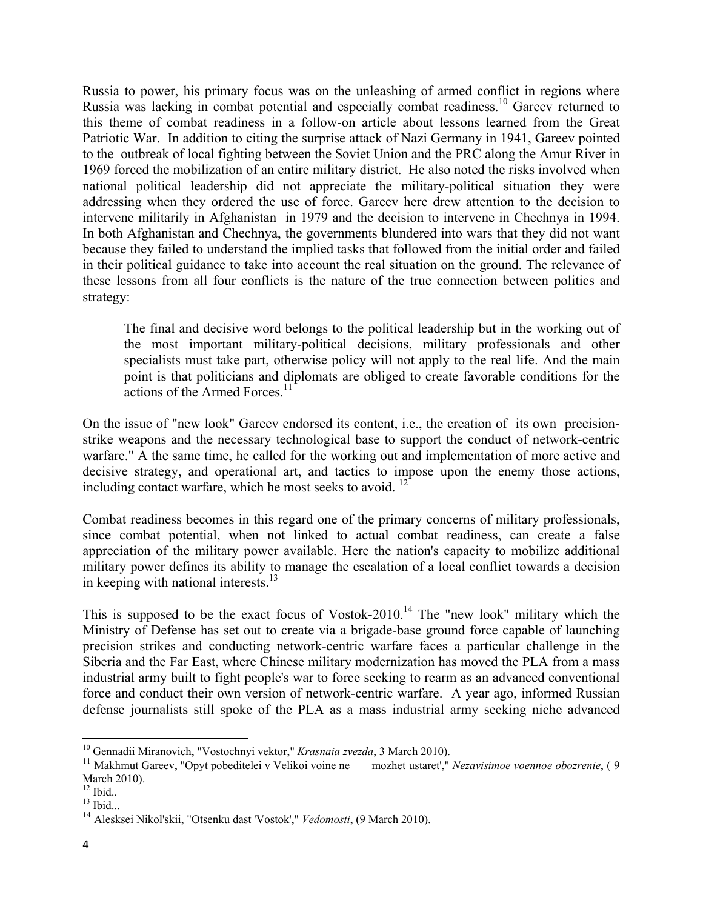Russia to power, his primary focus was on the unleashing of armed conflict in regions where Russia was lacking in combat potential and especially combat readiness.[10] Gareev returned to this theme of combat readiness in a follow-on article about lessons learned from the Great Patriotic War. In addition to citing the surprise attack of Nazi Germany in 1941, Gareev pointed to the outbreak of local fighting between the Soviet Union and the PRC along the Amur River in 1969 forced the mobilization of an entire military district. He also noted the risks involved when national political leadership did not appreciate the military-political situation they were addressing when they ordered the use of force. Gareev here drew attention to the decision to intervene militarily in Afghanistan in 1979 and the decision to intervene in Chechnya in 1994. In both Afghanistan and Chechnya, the governments blundered into wars that they did not want because they failed to understand the implied tasks that followed from the initial order and failed in their political guidance to take into account the real situation on the ground. The relevance of these lessons from all four conflicts is the nature of the true connection between politics and strategy:

> The final and decisive word belongs to the political leadership but in the working out of the most important military-political decisions, military professionals and other specialists must take part, otherwise policy will not apply to the real life. And the main point is that politicians and diplomats are obliged to create favorable conditions for the actions of the Armed Forces.[11]

On the issue of "new look" Gareev endorsed its content, i.e., the creation of its own precision-strike weapons and the necessary technological base to support the conduct of network-centric warfare." A the same time, he called for the working out and implementation of more active and decisive strategy, and operational art, and tactics to impose upon the enemy those actions, including contact warfare, which he most seeks to avoid. [12]

Combat readiness becomes in this regard one of the primary concerns of military professionals, since combat potential, when not linked to actual combat readiness, can create a false appreciation of the military power available. Here the nation's capacity to mobilize additional military power defines its ability to manage the escalation of a local conflict towards a decision in keeping with national interests.[13]

This is supposed to be the exact focus of Vostok-2010.[14] The "new look" military which the Ministry of Defense has set out to create via a brigade-base ground force capable of launching precision strikes and conducting network-centric warfare faces a particular challenge in the Siberia and the Far East, where Chinese military modernization has moved the PLA from a mass industrial army built to fight people's war to force seeking to rearm as an advanced conventional force and conduct their own version of network-centric warfare. A year ago, informed Russian defense journalists still spoke of the PLA as a mass industrial army seeking niche advanced

---

[10] Gennadii Miranovich, "Vostochnyi vektor," *Krasnaia zvezda*, 3 March 2010).

[11] Makhmut Gareev, "Opyt pobeditelei v Velikoi voine ne mozhet ustaret'," *Nezavisimoe voennoe obozrenie*, ( 9 March 2010).

[12] Ibid..

[13] Ibid...

[14] Alesksei Nikol'skii, "Otsenku dast 'Vostok'," *Vedomosti*, (9 March 2010).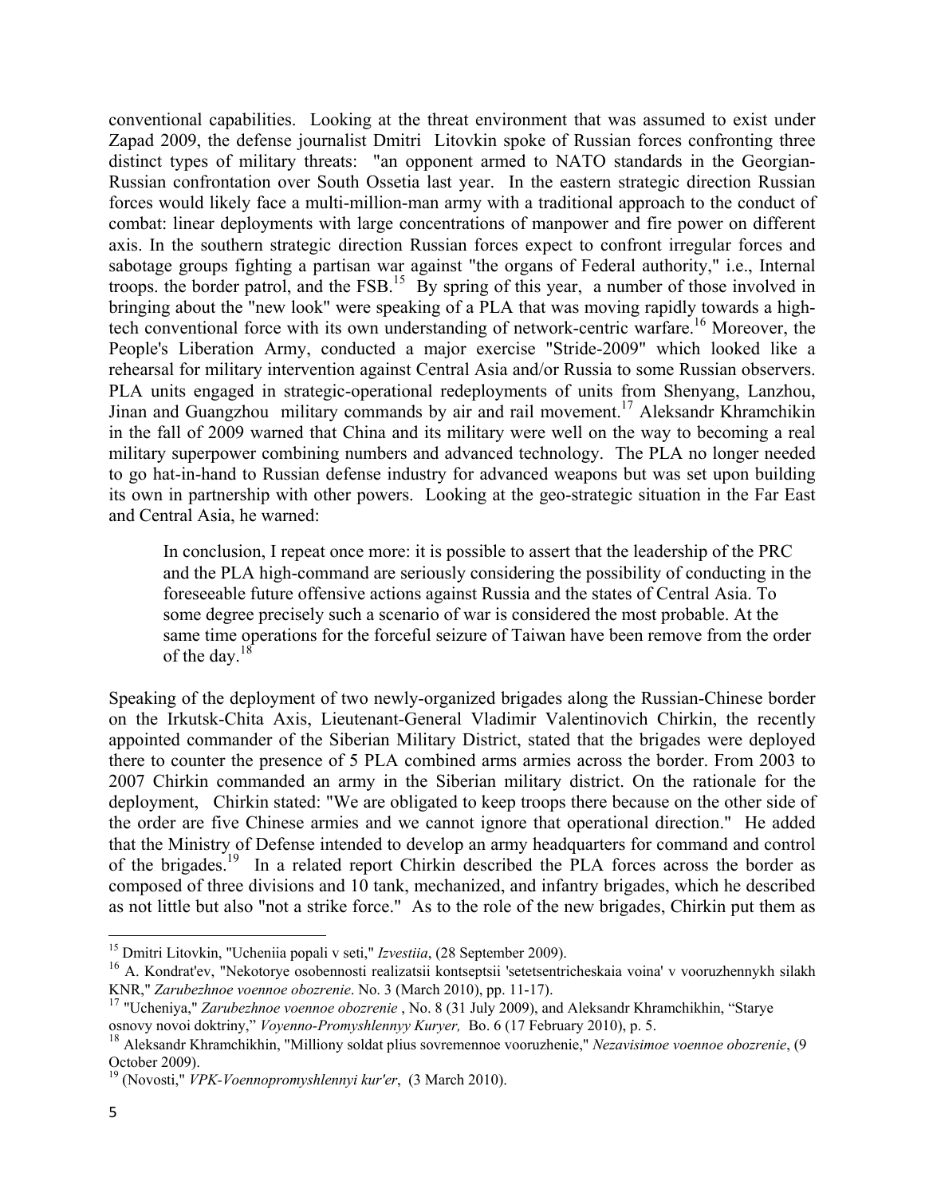conventional capabilities. Looking at the threat environment that was assumed to exist under Zapad 2009, the defense journalist Dmitri Litovkin spoke of Russian forces confronting three distinct types of military threats: "an opponent armed to NATO standards in the Georgian-Russian confrontation over South Ossetia last year. In the eastern strategic direction Russian forces would likely face a multi-million-man army with a traditional approach to the conduct of combat: linear deployments with large concentrations of manpower and fire power on different axis. In the southern strategic direction Russian forces expect to confront irregular forces and sabotage groups fighting a partisan war against "the organs of Federal authority," i.e., Internal troops. the border patrol, and the FSB.[15] By spring of this year, a number of those involved in bringing about the "new look" were speaking of a PLA that was moving rapidly towards a high-tech conventional force with its own understanding of network-centric warfare.[16] Moreover, the People's Liberation Army, conducted a major exercise "Stride-2009" which looked like a rehearsal for military intervention against Central Asia and/or Russia to some Russian observers. PLA units engaged in strategic-operational redeployments of units from Shenyang, Lanzhou, Jinan and Guangzhou military commands by air and rail movement.[17] Aleksandr Khramchikin in the fall of 2009 warned that China and its military were well on the way to becoming a real military superpower combining numbers and advanced technology. The PLA no longer needed to go hat-in-hand to Russian defense industry for advanced weapons but was set upon building its own in partnership with other powers. Looking at the geo-strategic situation in the Far East and Central Asia, he warned:

> In conclusion, I repeat once more: it is possible to assert that the leadership of the PRC and the PLA high-command are seriously considering the possibility of conducting in the foreseeable future offensive actions against Russia and the states of Central Asia. To some degree precisely such a scenario of war is considered the most probable. At the same time operations for the forceful seizure of Taiwan have been remove from the order of the day.[18]

Speaking of the deployment of two newly-organized brigades along the Russian-Chinese border on the Irkutsk-Chita Axis, Lieutenant-General Vladimir Valentinovich Chirkin, the recently appointed commander of the Siberian Military District, stated that the brigades were deployed there to counter the presence of 5 PLA combined arms armies across the border. From 2003 to 2007 Chirkin commanded an army in the Siberian military district. On the rationale for the deployment, Chirkin stated: "We are obligated to keep troops there because on the other side of the order are five Chinese armies and we cannot ignore that operational direction." He added that the Ministry of Defense intended to develop an army headquarters for command and control of the brigades.[19] In a related report Chirkin described the PLA forces across the border as composed of three divisions and 10 tank, mechanized, and infantry brigades, which he described as not little but also "not a strike force." As to the role of the new brigades, Chirkin put them as

---

[15] Dmitri Litovkin, "Ucheniia popali v seti," *Izvestiia*, (28 September 2009).

[16] A. Kondrat'ev, "Nekotorye osobennosti realizatsii kontseptsii 'setetsentricheskaia voina' v vooruzhennykh silakh KNR," *Zarubezhnoe voennoe obozrenie*. No. 3 (March 2010), pp. 11-17).

[17] "Ucheniya," *Zarubezhnoe voennoe obozrenie* , No. 8 (31 July 2009), and Aleksandr Khramchikhin, "Starye osnovy novoi doktriny," *Voyenno-Promyshlennyy Kuryer,* Bo. 6 (17 February 2010), p. 5.

[18] Aleksandr Khramchikhin, "Milliony soldat plius sovremennoe vooruzhenie," *Nezavisimoe voennoe obozrenie*, (9 October 2009).

[19] (Novosti," *VPK-Voennopromyshlennyi kur'er*, (3 March 2010).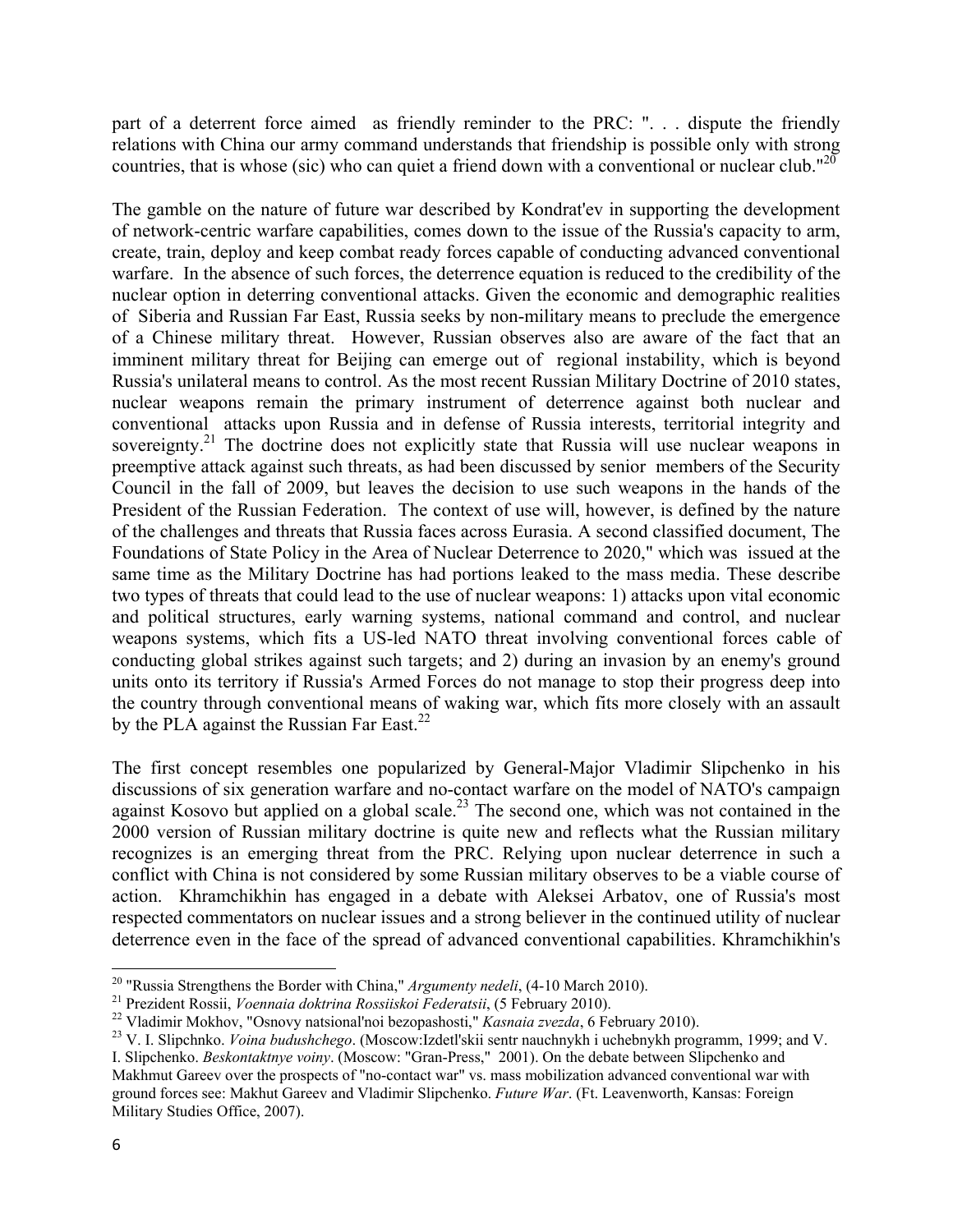part of a deterrent force aimed as friendly reminder to the PRC: ". . . dispute the friendly relations with China our army command understands that friendship is possible only with strong countries, that is whose (sic) who can quiet a friend down with a conventional or nuclear club."[20]

The gamble on the nature of future war described by Kondrat'ev in supporting the development of network-centric warfare capabilities, comes down to the issue of the Russia's capacity to arm, create, train, deploy and keep combat ready forces capable of conducting advanced conventional warfare. In the absence of such forces, the deterrence equation is reduced to the credibility of the nuclear option in deterring conventional attacks. Given the economic and demographic realities of Siberia and Russian Far East, Russia seeks by non-military means to preclude the emergence of a Chinese military threat. However, Russian observes also are aware of the fact that an imminent military threat for Beijing can emerge out of regional instability, which is beyond Russia's unilateral means to control. As the most recent Russian Military Doctrine of 2010 states, nuclear weapons remain the primary instrument of deterrence against both nuclear and conventional attacks upon Russia and in defense of Russia interests, territorial integrity and sovereignty.[21] The doctrine does not explicitly state that Russia will use nuclear weapons in preemptive attack against such threats, as had been discussed by senior members of the Security Council in the fall of 2009, but leaves the decision to use such weapons in the hands of the President of the Russian Federation. The context of use will, however, is defined by the nature of the challenges and threats that Russia faces across Eurasia. A second classified document, The Foundations of State Policy in the Area of Nuclear Deterrence to 2020," which was issued at the same time as the Military Doctrine has had portions leaked to the mass media. These describe two types of threats that could lead to the use of nuclear weapons: 1) attacks upon vital economic and political structures, early warning systems, national command and control, and nuclear weapons systems, which fits a US-led NATO threat involving conventional forces cable of conducting global strikes against such targets; and 2) during an invasion by an enemy's ground units onto its territory if Russia's Armed Forces do not manage to stop their progress deep into the country through conventional means of waking war, which fits more closely with an assault by the PLA against the Russian Far East.[22]

The first concept resembles one popularized by General-Major Vladimir Slipchenko in his discussions of six generation warfare and no-contact warfare on the model of NATO's campaign against Kosovo but applied on a global scale.[23] The second one, which was not contained in the 2000 version of Russian military doctrine is quite new and reflects what the Russian military recognizes is an emerging threat from the PRC. Relying upon nuclear deterrence in such a conflict with China is not considered by some Russian military observes to be a viable course of action. Khramchikhin has engaged in a debate with Aleksei Arbatov, one of Russia's most respected commentators on nuclear issues and a strong believer in the continued utility of nuclear deterrence even in the face of the spread of advanced conventional capabilities. Khramchikhin's

---

[20] "Russia Strengthens the Border with China," *Argumenty nedeli*, (4-10 March 2010).

[21] Prezident Rossii, *Voennaia doktrina Rossiiskoi Federatsii*, (5 February 2010).

[22] Vladimir Mokhov, "Osnovy natsional'noi bezopashosti," *Kasnaia zvezda*, 6 February 2010).

[23] V. I. Slipchnko. *Voina budushchego*. (Moscow:Izdetl'skii sentr nauchnykh i uchebnykh programm, 1999; and V. I. Slipchenko. *Beskontaktnye voiny*. (Moscow: "Gran-Press," 2001). On the debate between Slipchenko and Makhmut Gareev over the prospects of "no-contact war" vs. mass mobilization advanced conventional war with ground forces see: Makhut Gareev and Vladimir Slipchenko. *Future War*. (Ft. Leavenworth, Kansas: Foreign Military Studies Office, 2007).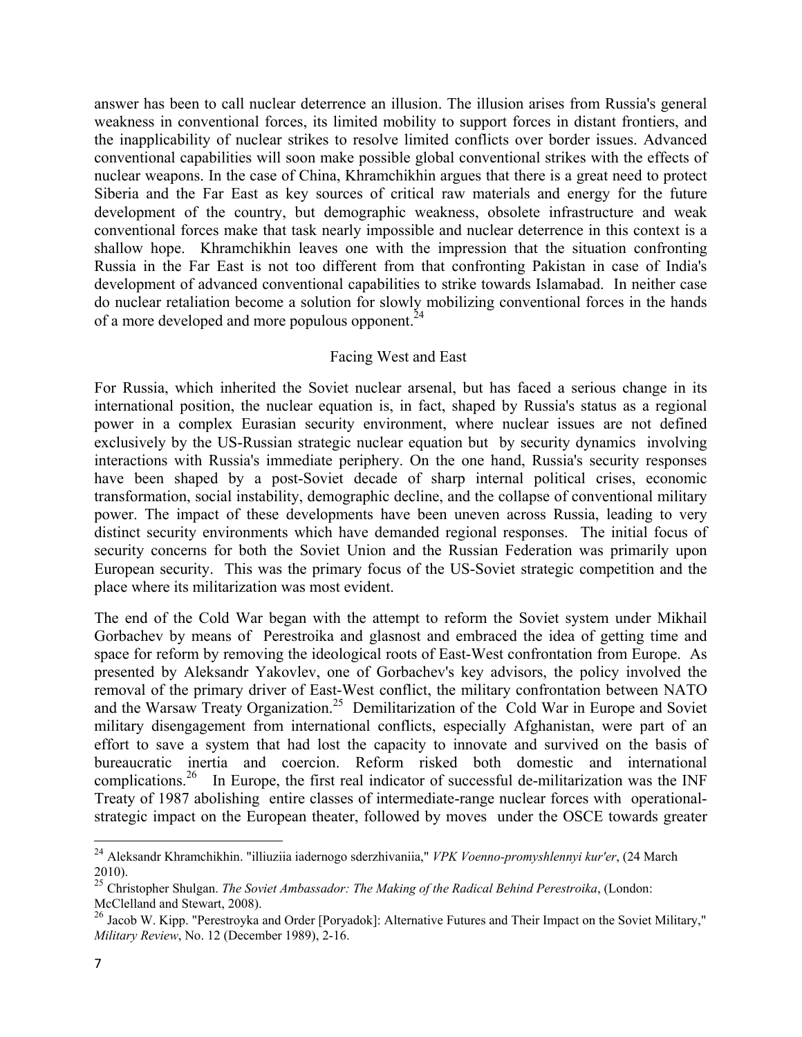answer has been to call nuclear deterrence an illusion. The illusion arises from Russia's general weakness in conventional forces, its limited mobility to support forces in distant frontiers, and the inapplicability of nuclear strikes to resolve limited conflicts over border issues. Advanced conventional capabilities will soon make possible global conventional strikes with the effects of nuclear weapons. In the case of China, Khramchikhin argues that there is a great need to protect Siberia and the Far East as key sources of critical raw materials and energy for the future development of the country, but demographic weakness, obsolete infrastructure and weak conventional forces make that task nearly impossible and nuclear deterrence in this context is a shallow hope. Khramchikhin leaves one with the impression that the situation confronting Russia in the Far East is not too different from that confronting Pakistan in case of India's development of advanced conventional capabilities to strike towards Islamabad. In neither case do nuclear retaliation become a solution for slowly mobilizing conventional forces in the hands of a more developed and more populous opponent.[24]

## Facing West and East

For Russia, which inherited the Soviet nuclear arsenal, but has faced a serious change in its international position, the nuclear equation is, in fact, shaped by Russia's status as a regional power in a complex Eurasian security environment, where nuclear issues are not defined exclusively by the US-Russian strategic nuclear equation but by security dynamics involving interactions with Russia's immediate periphery. On the one hand, Russia's security responses have been shaped by a post-Soviet decade of sharp internal political crises, economic transformation, social instability, demographic decline, and the collapse of conventional military power. The impact of these developments have been uneven across Russia, leading to very distinct security environments which have demanded regional responses. The initial focus of security concerns for both the Soviet Union and the Russian Federation was primarily upon European security. This was the primary focus of the US-Soviet strategic competition and the place where its militarization was most evident.

The end of the Cold War began with the attempt to reform the Soviet system under Mikhail Gorbachev by means of Perestroika and glasnost and embraced the idea of getting time and space for reform by removing the ideological roots of East-West confrontation from Europe. As presented by Aleksandr Yakovlev, one of Gorbachev's key advisors, the policy involved the removal of the primary driver of East-West conflict, the military confrontation between NATO and the Warsaw Treaty Organization.[25] Demilitarization of the Cold War in Europe and Soviet military disengagement from international conflicts, especially Afghanistan, were part of an effort to save a system that had lost the capacity to innovate and survived on the basis of bureaucratic inertia and coercion. Reform risked both domestic and international complications.[26] In Europe, the first real indicator of successful de-militarization was the INF Treaty of 1987 abolishing entire classes of intermediate-range nuclear forces with operational-strategic impact on the European theater, followed by moves under the OSCE towards greater

---

[24] Aleksandr Khramchikhin. "illiuziia iadernogo sderzhivaniia," *VPK Voenno-promyshlennyi kur'er*, (24 March 2010).

[25] Christopher Shulgan. *The Soviet Ambassador: The Making of the Radical Behind Perestroika*, (London: McClelland and Stewart, 2008).

[26] Jacob W. Kipp. "Perestroyka and Order [Poryadok]: Alternative Futures and Their Impact on the Soviet Military," *Military Review*, No. 12 (December 1989), 2-16.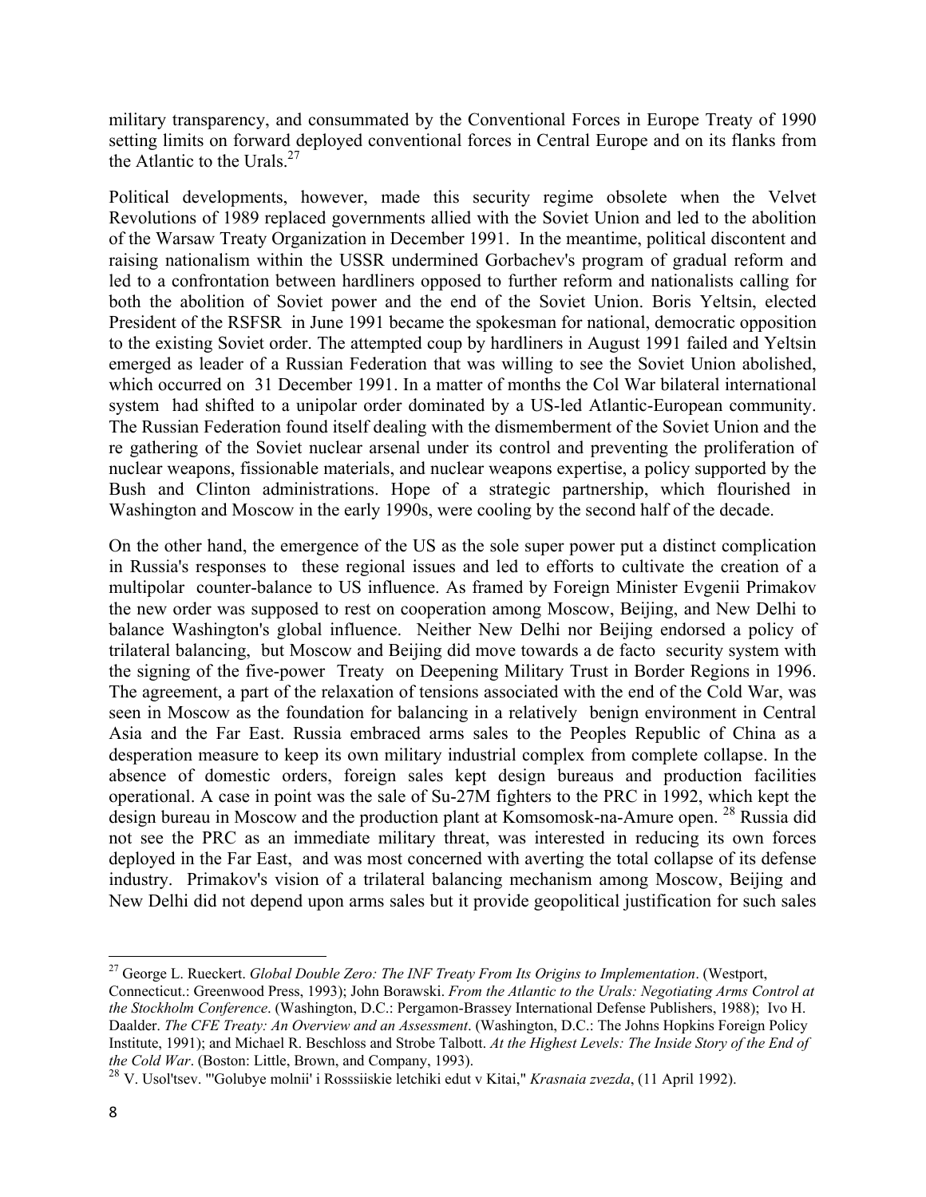military transparency, and consummated by the Conventional Forces in Europe Treaty of 1990 setting limits on forward deployed conventional forces in Central Europe and on its flanks from the Atlantic to the Urals.[27]

Political developments, however, made this security regime obsolete when the Velvet Revolutions of 1989 replaced governments allied with the Soviet Union and led to the abolition of the Warsaw Treaty Organization in December 1991. In the meantime, political discontent and raising nationalism within the USSR undermined Gorbachev's program of gradual reform and led to a confrontation between hardliners opposed to further reform and nationalists calling for both the abolition of Soviet power and the end of the Soviet Union. Boris Yeltsin, elected President of the RSFSR in June 1991 became the spokesman for national, democratic opposition to the existing Soviet order. The attempted coup by hardliners in August 1991 failed and Yeltsin emerged as leader of a Russian Federation that was willing to see the Soviet Union abolished, which occurred on 31 December 1991. In a matter of months the Col War bilateral international system had shifted to a unipolar order dominated by a US-led Atlantic-European community. The Russian Federation found itself dealing with the dismemberment of the Soviet Union and the re gathering of the Soviet nuclear arsenal under its control and preventing the proliferation of nuclear weapons, fissionable materials, and nuclear weapons expertise, a policy supported by the Bush and Clinton administrations. Hope of a strategic partnership, which flourished in Washington and Moscow in the early 1990s, were cooling by the second half of the decade.

On the other hand, the emergence of the US as the sole super power put a distinct complication in Russia's responses to these regional issues and led to efforts to cultivate the creation of a multipolar counter-balance to US influence. As framed by Foreign Minister Evgenii Primakov the new order was supposed to rest on cooperation among Moscow, Beijing, and New Delhi to balance Washington's global influence. Neither New Delhi nor Beijing endorsed a policy of trilateral balancing, but Moscow and Beijing did move towards a de facto security system with the signing of the five-power Treaty on Deepening Military Trust in Border Regions in 1996. The agreement, a part of the relaxation of tensions associated with the end of the Cold War, was seen in Moscow as the foundation for balancing in a relatively benign environment in Central Asia and the Far East. Russia embraced arms sales to the Peoples Republic of China as a desperation measure to keep its own military industrial complex from complete collapse. In the absence of domestic orders, foreign sales kept design bureaus and production facilities operational. A case in point was the sale of Su-27M fighters to the PRC in 1992, which kept the design bureau in Moscow and the production plant at Komsomosk-na-Amure open.[28] Russia did not see the PRC as an immediate military threat, was interested in reducing its own forces deployed in the Far East, and was most concerned with averting the total collapse of its defense industry. Primakov's vision of a trilateral balancing mechanism among Moscow, Beijing and New Delhi did not depend upon arms sales but it provide geopolitical justification for such sales

---

[27] George L. Rueckert. *Global Double Zero: The INF Treaty From Its Origins to Implementation*. (Westport, Connecticut.: Greenwood Press, 1993); John Borawski. *From the Atlantic to the Urals: Negotiating Arms Control at the Stockholm Conference*. (Washington, D.C.: Pergamon-Brassey International Defense Publishers, 1988); Ivo H. Daalder. *The CFE Treaty: An Overview and an Assessment*. (Washington, D.C.: The Johns Hopkins Foreign Policy Institute, 1991); and Michael R. Beschloss and Strobe Talbott. *At the Highest Levels: The Inside Story of the End of the Cold War*. (Boston: Little, Brown, and Company, 1993).

[28] V. Usol'tsev. "'Golubye molnii' i Rosssiiskie letchiki edut v Kitai," *Krasnaia zvezda*, (11 April 1992).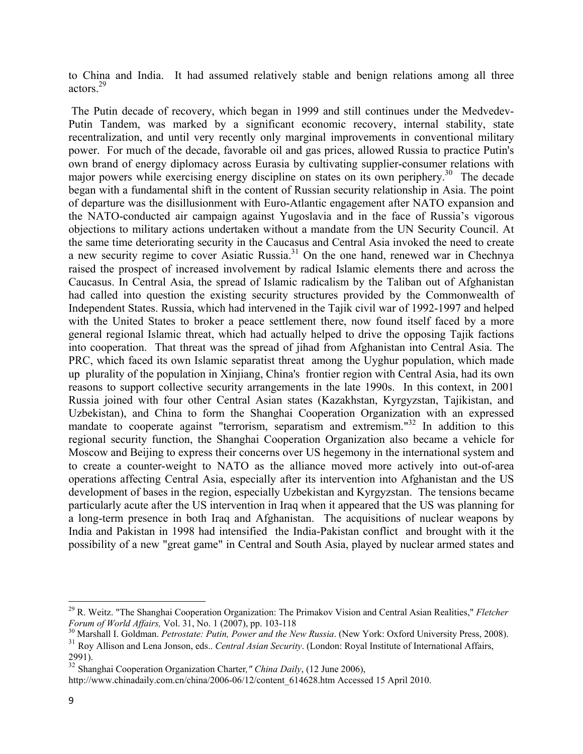to China and India. It had assumed relatively stable and benign relations among all three actors.[29]

The Putin decade of recovery, which began in 1999 and still continues under the Medvedev-Putin Tandem, was marked by a significant economic recovery, internal stability, state recentralization, and until very recently only marginal improvements in conventional military power. For much of the decade, favorable oil and gas prices, allowed Russia to practice Putin's own brand of energy diplomacy across Eurasia by cultivating supplier-consumer relations with major powers while exercising energy discipline on states on its own periphery.[30] The decade began with a fundamental shift in the content of Russian security relationship in Asia. The point of departure was the disillusionment with Euro-Atlantic engagement after NATO expansion and the NATO-conducted air campaign against Yugoslavia and in the face of Russia's vigorous objections to military actions undertaken without a mandate from the UN Security Council. At the same time deteriorating security in the Caucasus and Central Asia invoked the need to create a new security regime to cover Asiatic Russia.[31] On the one hand, renewed war in Chechnya raised the prospect of increased involvement by radical Islamic elements there and across the Caucasus. In Central Asia, the spread of Islamic radicalism by the Taliban out of Afghanistan had called into question the existing security structures provided by the Commonwealth of Independent States. Russia, which had intervened in the Tajik civil war of 1992-1997 and helped with the United States to broker a peace settlement there, now found itself faced by a more general regional Islamic threat, which had actually helped to drive the opposing Tajik factions into cooperation. That threat was the spread of jihad from Afghanistan into Central Asia. The PRC, which faced its own Islamic separatist threat among the Uyghur population, which made up plurality of the population in Xinjiang, China's frontier region with Central Asia, had its own reasons to support collective security arrangements in the late 1990s. In this context, in 2001 Russia joined with four other Central Asian states (Kazakhstan, Kyrgyzstan, Tajikistan, and Uzbekistan), and China to form the Shanghai Cooperation Organization with an expressed mandate to cooperate against "terrorism, separatism and extremism."[32] In addition to this regional security function, the Shanghai Cooperation Organization also became a vehicle for Moscow and Beijing to express their concerns over US hegemony in the international system and to create a counter-weight to NATO as the alliance moved more actively into out-of-area operations affecting Central Asia, especially after its intervention into Afghanistan and the US development of bases in the region, especially Uzbekistan and Kyrgyzstan. The tensions became particularly acute after the US intervention in Iraq when it appeared that the US was planning for a long-term presence in both Iraq and Afghanistan. The acquisitions of nuclear weapons by India and Pakistan in 1998 had intensified the India-Pakistan conflict and brought with it the possibility of a new "great game" in Central and South Asia, played by nuclear armed states and

---

[29] R. Weitz. "The Shanghai Cooperation Organization: The Primakov Vision and Central Asian Realities," *Fletcher Forum of World Affairs,* Vol. 31, No. 1 (2007), pp. 103-118

[30] Marshall I. Goldman. *Petrostate: Putin, Power and the New Russia*. (New York: Oxford University Press, 2008).

[31] Roy Allison and Lena Jonson, eds.. *Central Asian Security*. (London: Royal Institute of International Affairs, 2991).

[32] Shanghai Cooperation Organization Charter*," China Daily*, (12 June 2006), http://www.chinadaily.com.cn/china/2006-06/12/content_614628.htm Accessed 15 April 2010.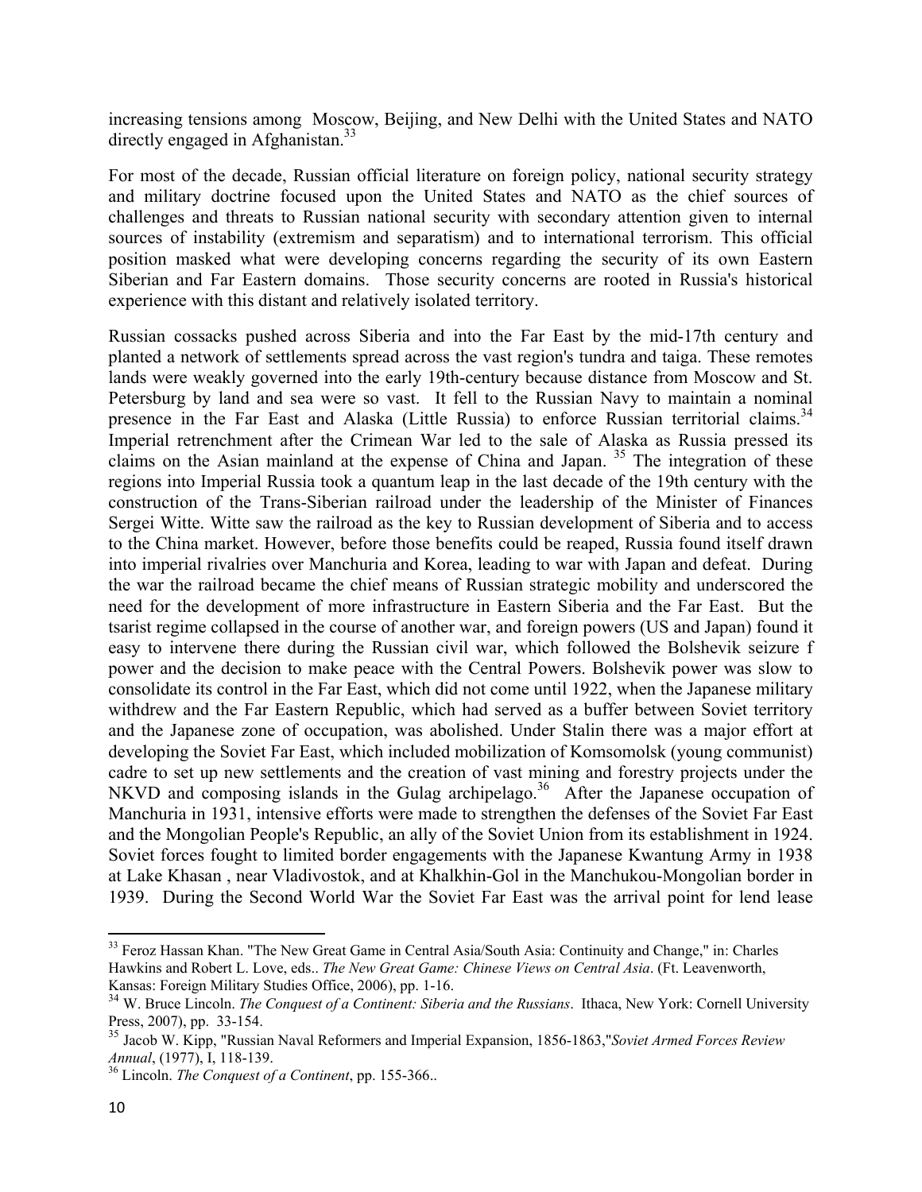increasing tensions among Moscow, Beijing, and New Delhi with the United States and NATO directly engaged in Afghanistan.[33]

For most of the decade, Russian official literature on foreign policy, national security strategy and military doctrine focused upon the United States and NATO as the chief sources of challenges and threats to Russian national security with secondary attention given to internal sources of instability (extremism and separatism) and to international terrorism. This official position masked what were developing concerns regarding the security of its own Eastern Siberian and Far Eastern domains. Those security concerns are rooted in Russia's historical experience with this distant and relatively isolated territory.

Russian cossacks pushed across Siberia and into the Far East by the mid-17th century and planted a network of settlements spread across the vast region's tundra and taiga. These remotes lands were weakly governed into the early 19th-century because distance from Moscow and St. Petersburg by land and sea were so vast. It fell to the Russian Navy to maintain a nominal presence in the Far East and Alaska (Little Russia) to enforce Russian territorial claims.[34] Imperial retrenchment after the Crimean War led to the sale of Alaska as Russia pressed its claims on the Asian mainland at the expense of China and Japan. [35] The integration of these regions into Imperial Russia took a quantum leap in the last decade of the 19th century with the construction of the Trans-Siberian railroad under the leadership of the Minister of Finances Sergei Witte. Witte saw the railroad as the key to Russian development of Siberia and to access to the China market. However, before those benefits could be reaped, Russia found itself drawn into imperial rivalries over Manchuria and Korea, leading to war with Japan and defeat. During the war the railroad became the chief means of Russian strategic mobility and underscored the need for the development of more infrastructure in Eastern Siberia and the Far East. But the tsarist regime collapsed in the course of another war, and foreign powers (US and Japan) found it easy to intervene there during the Russian civil war, which followed the Bolshevik seizure f power and the decision to make peace with the Central Powers. Bolshevik power was slow to consolidate its control in the Far East, which did not come until 1922, when the Japanese military withdrew and the Far Eastern Republic, which had served as a buffer between Soviet territory and the Japanese zone of occupation, was abolished. Under Stalin there was a major effort at developing the Soviet Far East, which included mobilization of Komsomolsk (young communist) cadre to set up new settlements and the creation of vast mining and forestry projects under the NKVD and composing islands in the Gulag archipelago.[36] After the Japanese occupation of Manchuria in 1931, intensive efforts were made to strengthen the defenses of the Soviet Far East and the Mongolian People's Republic, an ally of the Soviet Union from its establishment in 1924. Soviet forces fought to limited border engagements with the Japanese Kwantung Army in 1938 at Lake Khasan , near Vladivostok, and at Khalkhin-Gol in the Manchukou-Mongolian border in 1939. During the Second World War the Soviet Far East was the arrival point for lend lease

---

[33] Feroz Hassan Khan. "The New Great Game in Central Asia/South Asia: Continuity and Change," in: Charles Hawkins and Robert L. Love, eds.. *The New Great Game: Chinese Views on Central Asia*. (Ft. Leavenworth, Kansas: Foreign Military Studies Office, 2006), pp. 1-16.

[34] W. Bruce Lincoln. *The Conquest of a Continent: Siberia and the Russians*. Ithaca, New York: Cornell University Press, 2007), pp. 33-154.

[35] Jacob W. Kipp, "Russian Naval Reformers and Imperial Expansion, 1856-1863,"*Soviet Armed Forces Review Annual*, (1977), I, 118-139.

[36] Lincoln. *The Conquest of a Continent*, pp. 155-366..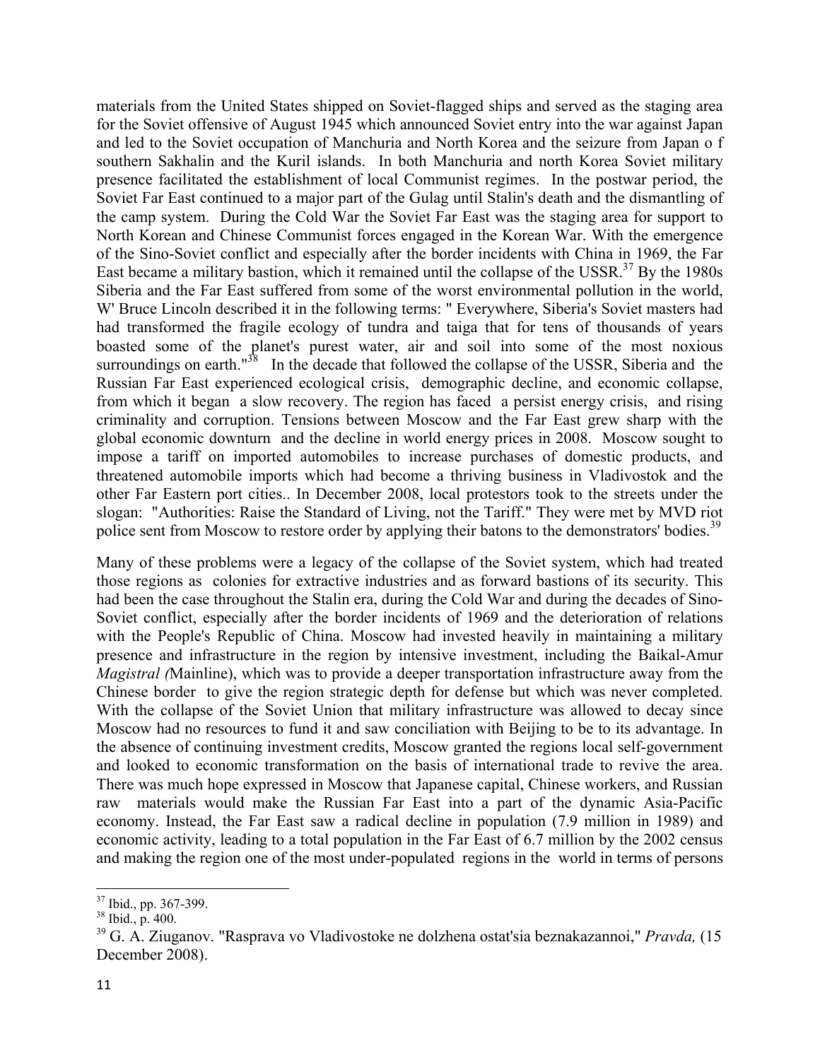materials from the United States shipped on Soviet-flagged ships and served as the staging area for the Soviet offensive of August 1945 which announced Soviet entry into the war against Japan and led to the Soviet occupation of Manchuria and North Korea and the seizure from Japan o f southern Sakhalin and the Kuril islands. In both Manchuria and north Korea Soviet military presence facilitated the establishment of local Communist regimes. In the postwar period, the Soviet Far East continued to a major part of the Gulag until Stalin's death and the dismantling of the camp system. During the Cold War the Soviet Far East was the staging area for support to North Korean and Chinese Communist forces engaged in the Korean War. With the emergence of the Sino-Soviet conflict and especially after the border incidents with China in 1969, the Far East became a military bastion, which it remained until the collapse of the USSR.[37] By the 1980s Siberia and the Far East suffered from some of the worst environmental pollution in the world, W' Bruce Lincoln described it in the following terms: " Everywhere, Siberia's Soviet masters had had transformed the fragile ecology of tundra and taiga that for tens of thousands of years boasted some of the planet's purest water, air and soil into some of the most noxious surroundings on earth."[38] In the decade that followed the collapse of the USSR, Siberia and the Russian Far East experienced ecological crisis, demographic decline, and economic collapse, from which it began a slow recovery. The region has faced a persist energy crisis, and rising criminality and corruption. Tensions between Moscow and the Far East grew sharp with the global economic downturn and the decline in world energy prices in 2008. Moscow sought to impose a tariff on imported automobiles to increase purchases of domestic products, and threatened automobile imports which had become a thriving business in Vladivostok and the other Far Eastern port cities.. In December 2008, local protestors took to the streets under the slogan: "Authorities: Raise the Standard of Living, not the Tariff." They were met by MVD riot police sent from Moscow to restore order by applying their batons to the demonstrators' bodies.[39]

Many of these problems were a legacy of the collapse of the Soviet system, which had treated those regions as colonies for extractive industries and as forward bastions of its security. This had been the case throughout the Stalin era, during the Cold War and during the decades of Sino-Soviet conflict, especially after the border incidents of 1969 and the deterioration of relations with the People's Republic of China. Moscow had invested heavily in maintaining a military presence and infrastructure in the region by intensive investment, including the Baikal-Amur *Magistral (*Mainline), which was to provide a deeper transportation infrastructure away from the Chinese border to give the region strategic depth for defense but which was never completed. With the collapse of the Soviet Union that military infrastructure was allowed to decay since Moscow had no resources to fund it and saw conciliation with Beijing to be to its advantage. In the absence of continuing investment credits, Moscow granted the regions local self-government and looked to economic transformation on the basis of international trade to revive the area. There was much hope expressed in Moscow that Japanese capital, Chinese workers, and Russian raw materials would make the Russian Far East into a part of the dynamic Asia-Pacific economy. Instead, the Far East saw a radical decline in population (7.9 million in 1989) and economic activity, leading to a total population in the Far East of 6.7 million by the 2002 census and making the region one of the most under-populated regions in the world in terms of persons

---

[37] Ibid., pp. 367-399.

[38] Ibid., p. 400.

[39] G. A. Ziuganov. "Rasprava vo Vladivostoke ne dolzhena ostat'sia beznakazannoi," *Pravda,* (15 December 2008).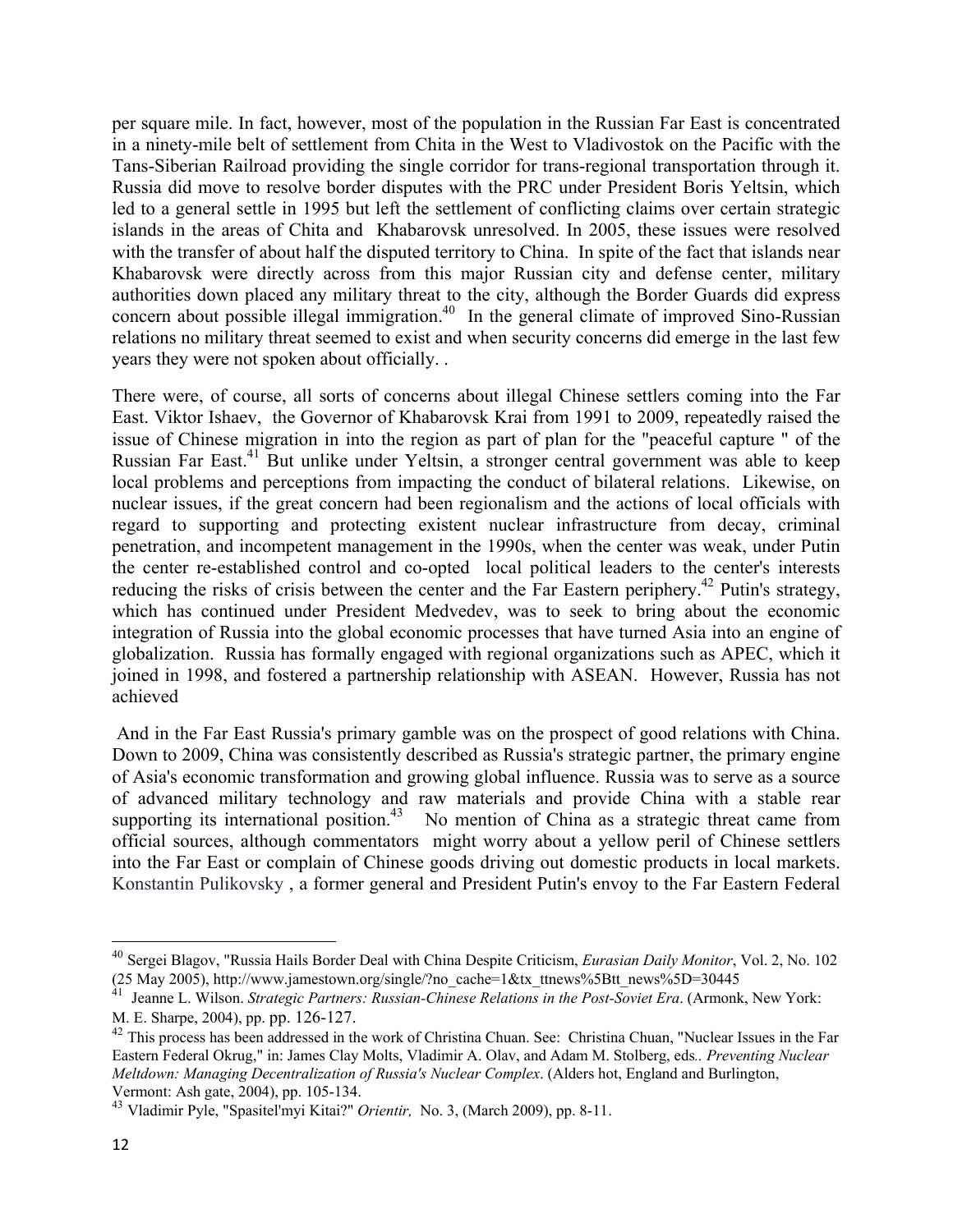per square mile. In fact, however, most of the population in the Russian Far East is concentrated in a ninety-mile belt of settlement from Chita in the West to Vladivostok on the Pacific with the Tans-Siberian Railroad providing the single corridor for trans-regional transportation through it. Russia did move to resolve border disputes with the PRC under President Boris Yeltsin, which led to a general settle in 1995 but left the settlement of conflicting claims over certain strategic islands in the areas of Chita and Khabarovsk unresolved. In 2005, these issues were resolved with the transfer of about half the disputed territory to China. In spite of the fact that islands near Khabarovsk were directly across from this major Russian city and defense center, military authorities down placed any military threat to the city, although the Border Guards did express concern about possible illegal immigration.[40] In the general climate of improved Sino-Russian relations no military threat seemed to exist and when security concerns did emerge in the last few years they were not spoken about officially. .

There were, of course, all sorts of concerns about illegal Chinese settlers coming into the Far East. Viktor Ishaev, the Governor of Khabarovsk Krai from 1991 to 2009, repeatedly raised the issue of Chinese migration in into the region as part of plan for the "peaceful capture " of the Russian Far East.[41] But unlike under Yeltsin, a stronger central government was able to keep local problems and perceptions from impacting the conduct of bilateral relations. Likewise, on nuclear issues, if the great concern had been regionalism and the actions of local officials with regard to supporting and protecting existent nuclear infrastructure from decay, criminal penetration, and incompetent management in the 1990s, when the center was weak, under Putin the center re-established control and co-opted local political leaders to the center's interests reducing the risks of crisis between the center and the Far Eastern periphery.[42] Putin's strategy, which has continued under President Medvedev, was to seek to bring about the economic integration of Russia into the global economic processes that have turned Asia into an engine of globalization. Russia has formally engaged with regional organizations such as APEC, which it joined in 1998, and fostered a partnership relationship with ASEAN. However, Russia has not achieved

And in the Far East Russia's primary gamble was on the prospect of good relations with China. Down to 2009, China was consistently described as Russia's strategic partner, the primary engine of Asia's economic transformation and growing global influence. Russia was to serve as a source of advanced military technology and raw materials and provide China with a stable rear supporting its international position.[43] No mention of China as a strategic threat came from official sources, although commentators might worry about a yellow peril of Chinese settlers into the Far East or complain of Chinese goods driving out domestic products in local markets. Konstantin Pulikovsky , a former general and President Putin's envoy to the Far Eastern Federal

---

[40] Sergei Blagov, "Russia Hails Border Deal with China Despite Criticism, *Eurasian Daily Monitor*, Vol. 2, No. 102 (25 May 2005), http://www.jamestown.org/single/?no_cache=1&tx_ttnews%5Btt_news%5D=30445

[41] Jeanne L. Wilson. *Strategic Partners: Russian-Chinese Relations in the Post-Soviet Era*. (Armonk, New York: M. E. Sharpe, 2004), pp. pp. 126-127.

[42] This process has been addressed in the work of Christina Chuan. See: Christina Chuan, "Nuclear Issues in the Far Eastern Federal Okrug," in: James Clay Molts, Vladimir A. Olav, and Adam M. Stolberg, eds.. *Preventing Nuclear Meltdown: Managing Decentralization of Russia's Nuclear Complex*. (Alders hot, England and Burlington, Vermont: Ash gate, 2004), pp. 105-134.

[43] Vladimir Pyle, "Spasitel'myi Kitai?" *Orientir,* No. 3, (March 2009), pp. 8-11.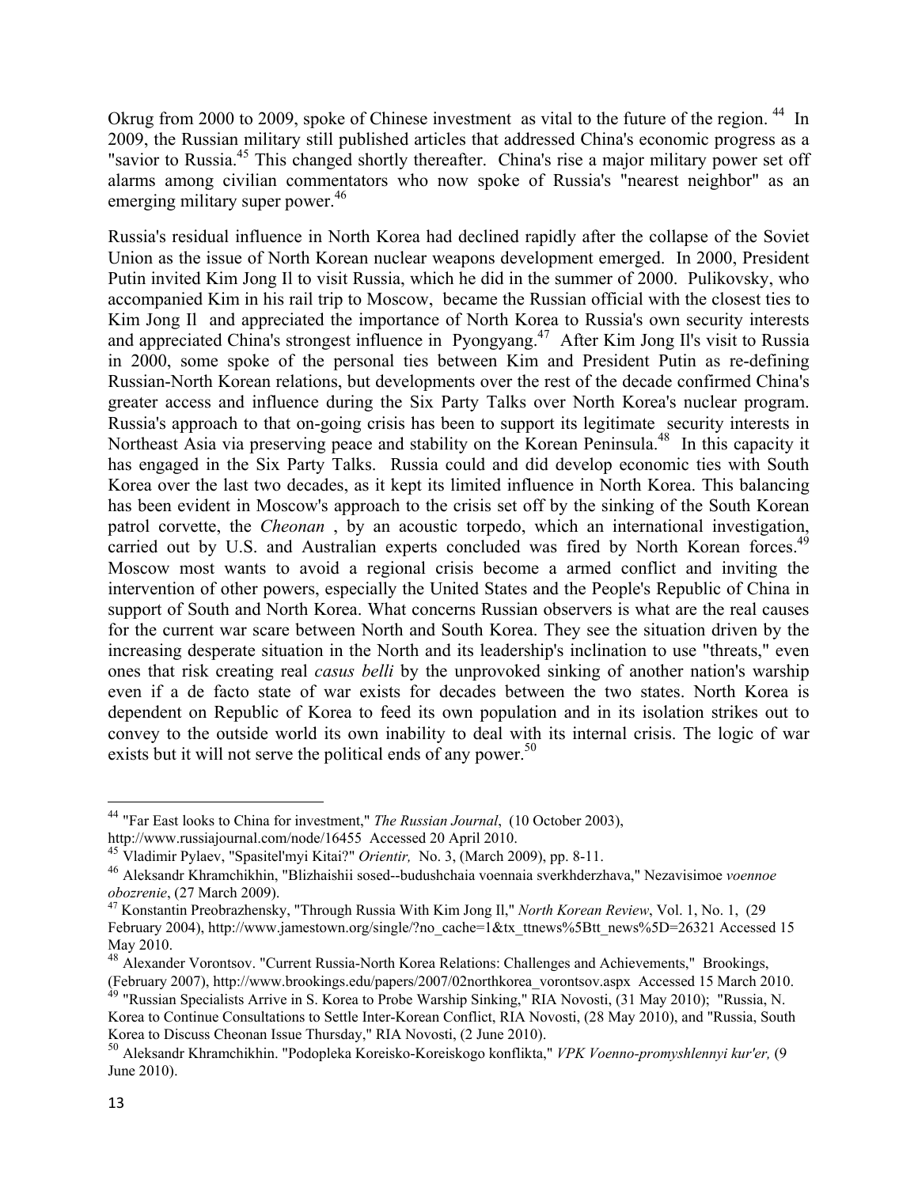Okrug from 2000 to 2009, spoke of Chinese investment as vital to the future of the region. [44] In 2009, the Russian military still published articles that addressed China's economic progress as a "savior to Russia.[45] This changed shortly thereafter. China's rise a major military power set off alarms among civilian commentators who now spoke of Russia's "nearest neighbor" as an emerging military super power.[46]

Russia's residual influence in North Korea had declined rapidly after the collapse of the Soviet Union as the issue of North Korean nuclear weapons development emerged. In 2000, President Putin invited Kim Jong Il to visit Russia, which he did in the summer of 2000. Pulikovsky, who accompanied Kim in his rail trip to Moscow, became the Russian official with the closest ties to Kim Jong Il and appreciated the importance of North Korea to Russia's own security interests and appreciated China's strongest influence in Pyongyang.[47] After Kim Jong Il's visit to Russia in 2000, some spoke of the personal ties between Kim and President Putin as re-defining Russian-North Korean relations, but developments over the rest of the decade confirmed China's greater access and influence during the Six Party Talks over North Korea's nuclear program. Russia's approach to that on-going crisis has been to support its legitimate security interests in Northeast Asia via preserving peace and stability on the Korean Peninsula.[48] In this capacity it has engaged in the Six Party Talks. Russia could and did develop economic ties with South Korea over the last two decades, as it kept its limited influence in North Korea. This balancing has been evident in Moscow's approach to the crisis set off by the sinking of the South Korean patrol corvette, the *Cheonan* , by an acoustic torpedo, which an international investigation, carried out by U.S. and Australian experts concluded was fired by North Korean forces.[49] Moscow most wants to avoid a regional crisis become a armed conflict and inviting the intervention of other powers, especially the United States and the People's Republic of China in support of South and North Korea. What concerns Russian observers is what are the real causes for the current war scare between North and South Korea. They see the situation driven by the increasing desperate situation in the North and its leadership's inclination to use "threats," even ones that risk creating real *casus belli* by the unprovoked sinking of another nation's warship even if a de facto state of war exists for decades between the two states. North Korea is dependent on Republic of Korea to feed its own population and in its isolation strikes out to convey to the outside world its own inability to deal with its internal crisis. The logic of war exists but it will not serve the political ends of any power.[50]

---

[44] "Far East looks to China for investment," *The Russian Journal*, (10 October 2003), http://www.russiajournal.com/node/16455 Accessed 20 April 2010.

[45] Vladimir Pylaev, "Spasitel'myi Kitai?" *Orientir,* No. 3, (March 2009), pp. 8-11.

[46] Aleksandr Khramchikhin, "Blizhaishii sosed--budushchaia voennaia sverkhderzhava," Nezavisimoe *voennoe obozrenie*, (27 March 2009).

[47] Konstantin Preobrazhensky, "Through Russia With Kim Jong Il," *North Korean Review*, Vol. 1, No. 1, (29 February 2004), http://www.jamestown.org/single/?no_cache=1&tx_ttnews%5Btt_news%5D=26321 Accessed 15 May 2010.

[48] Alexander Vorontsov. "Current Russia-North Korea Relations: Challenges and Achievements," Brookings, (February 2007), http://www.brookings.edu/papers/2007/02northkorea_vorontsov.aspx Accessed 15 March 2010.

[49] "Russian Specialists Arrive in S. Korea to Probe Warship Sinking," RIA Novosti, (31 May 2010); "Russia, N. Korea to Continue Consultations to Settle Inter-Korean Conflict, RIA Novosti, (28 May 2010), and "Russia, South Korea to Discuss Cheonan Issue Thursday," RIA Novosti, (2 June 2010).

[50] Aleksandr Khramchikhin. "Podopleka Koreisko-Koreiskogo konflikta," *VPK Voenno-promyshlennyi kur'er,* (9 June 2010).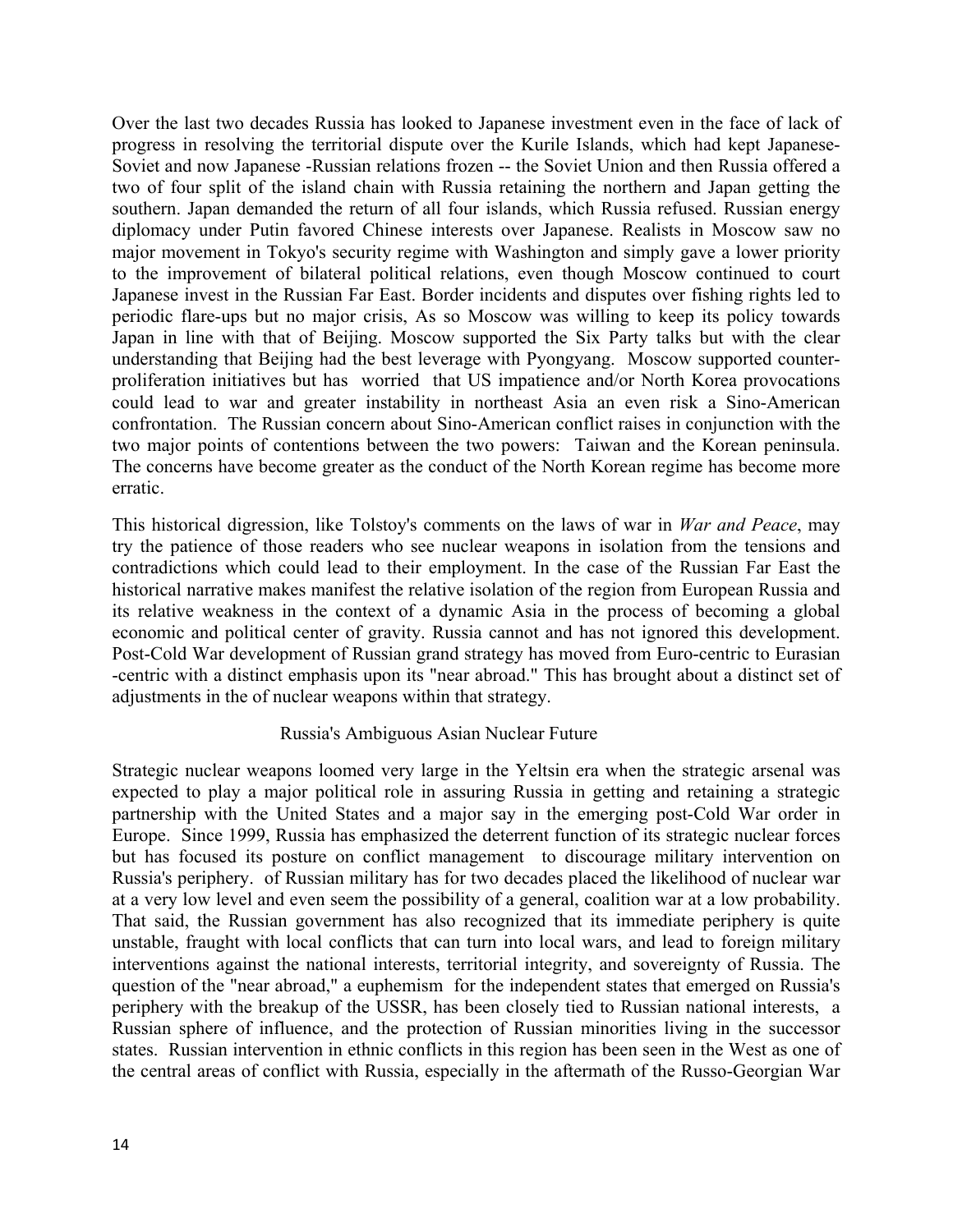Over the last two decades Russia has looked to Japanese investment even in the face of lack of progress in resolving the territorial dispute over the Kurile Islands, which had kept Japanese-Soviet and now Japanese -Russian relations frozen -- the Soviet Union and then Russia offered a two of four split of the island chain with Russia retaining the northern and Japan getting the southern. Japan demanded the return of all four islands, which Russia refused. Russian energy diplomacy under Putin favored Chinese interests over Japanese. Realists in Moscow saw no major movement in Tokyo's security regime with Washington and simply gave a lower priority to the improvement of bilateral political relations, even though Moscow continued to court Japanese invest in the Russian Far East. Border incidents and disputes over fishing rights led to periodic flare-ups but no major crisis, As so Moscow was willing to keep its policy towards Japan in line with that of Beijing. Moscow supported the Six Party talks but with the clear understanding that Beijing had the best leverage with Pyongyang. Moscow supported counter-proliferation initiatives but has worried that US impatience and/or North Korea provocations could lead to war and greater instability in northeast Asia an even risk a Sino-American confrontation. The Russian concern about Sino-American conflict raises in conjunction with the two major points of contentions between the two powers: Taiwan and the Korean peninsula. The concerns have become greater as the conduct of the North Korean regime has become more erratic.

This historical digression, like Tolstoy's comments on the laws of war in *War and Peace*, may try the patience of those readers who see nuclear weapons in isolation from the tensions and contradictions which could lead to their employment. In the case of the Russian Far East the historical narrative makes manifest the relative isolation of the region from European Russia and its relative weakness in the context of a dynamic Asia in the process of becoming a global economic and political center of gravity. Russia cannot and has not ignored this development. Post-Cold War development of Russian grand strategy has moved from Euro-centric to Eurasian -centric with a distinct emphasis upon its "near abroad." This has brought about a distinct set of adjustments in the of nuclear weapons within that strategy.

## Russia's Ambiguous Asian Nuclear Future

Strategic nuclear weapons loomed very large in the Yeltsin era when the strategic arsenal was expected to play a major political role in assuring Russia in getting and retaining a strategic partnership with the United States and a major say in the emerging post-Cold War order in Europe. Since 1999, Russia has emphasized the deterrent function of its strategic nuclear forces but has focused its posture on conflict management to discourage military intervention on Russia's periphery. of Russian military has for two decades placed the likelihood of nuclear war at a very low level and even seem the possibility of a general, coalition war at a low probability. That said, the Russian government has also recognized that its immediate periphery is quite unstable, fraught with local conflicts that can turn into local wars, and lead to foreign military interventions against the national interests, territorial integrity, and sovereignty of Russia. The question of the "near abroad," a euphemism for the independent states that emerged on Russia's periphery with the breakup of the USSR, has been closely tied to Russian national interests, a Russian sphere of influence, and the protection of Russian minorities living in the successor states. Russian intervention in ethnic conflicts in this region has been seen in the West as one of the central areas of conflict with Russia, especially in the aftermath of the Russo-Georgian War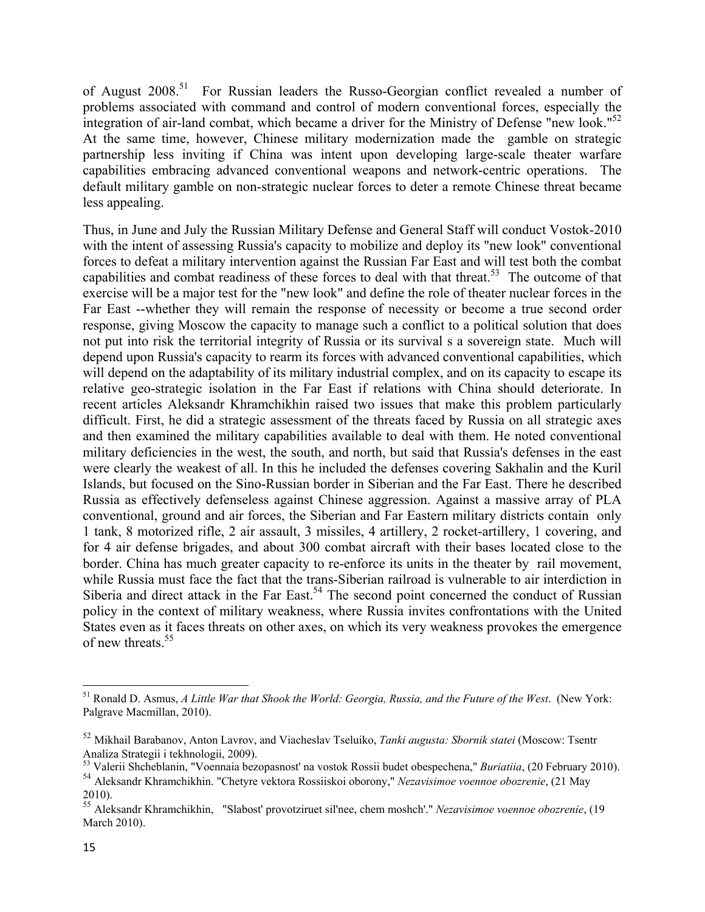of August 2008.[51] For Russian leaders the Russo-Georgian conflict revealed a number of problems associated with command and control of modern conventional forces, especially the integration of air-land combat, which became a driver for the Ministry of Defense "new look."[52] At the same time, however, Chinese military modernization made the gamble on strategic partnership less inviting if China was intent upon developing large-scale theater warfare capabilities embracing advanced conventional weapons and network-centric operations. The default military gamble on non-strategic nuclear forces to deter a remote Chinese threat became less appealing.

Thus, in June and July the Russian Military Defense and General Staff will conduct Vostok-2010 with the intent of assessing Russia's capacity to mobilize and deploy its "new look" conventional forces to defeat a military intervention against the Russian Far East and will test both the combat capabilities and combat readiness of these forces to deal with that threat.[53] The outcome of that exercise will be a major test for the "new look" and define the role of theater nuclear forces in the Far East --whether they will remain the response of necessity or become a true second order response, giving Moscow the capacity to manage such a conflict to a political solution that does not put into risk the territorial integrity of Russia or its survival s a sovereign state. Much will depend upon Russia's capacity to rearm its forces with advanced conventional capabilities, which will depend on the adaptability of its military industrial complex, and on its capacity to escape its relative geo-strategic isolation in the Far East if relations with China should deteriorate. In recent articles Aleksandr Khramchikhin raised two issues that make this problem particularly difficult. First, he did a strategic assessment of the threats faced by Russia on all strategic axes and then examined the military capabilities available to deal with them. He noted conventional military deficiencies in the west, the south, and north, but said that Russia's defenses in the east were clearly the weakest of all. In this he included the defenses covering Sakhalin and the Kuril Islands, but focused on the Sino-Russian border in Siberian and the Far East. There he described Russia as effectively defenseless against Chinese aggression. Against a massive array of PLA conventional, ground and air forces, the Siberian and Far Eastern military districts contain only 1 tank, 8 motorized rifle, 2 air assault, 3 missiles, 4 artillery, 2 rocket-artillery, 1 covering, and for 4 air defense brigades, and about 300 combat aircraft with their bases located close to the border. China has much greater capacity to re-enforce its units in the theater by rail movement, while Russia must face the fact that the trans-Siberian railroad is vulnerable to air interdiction in Siberia and direct attack in the Far East.[54] The second point concerned the conduct of Russian policy in the context of military weakness, where Russia invites confrontations with the United States even as it faces threats on other axes, on which its very weakness provokes the emergence of new threats.[55]

---

[51] Ronald D. Asmus, *A Little War that Shook the World: Georgia, Russia, and the Future of the West*. (New York: Palgrave Macmillan, 2010).

[52] Mikhail Barabanov, Anton Lavrov, and Viacheslav Tseluiko, *Tanki augusta: Sbornik statei* (Moscow: Tsentr Analiza Strategii i tekhnologii, 2009).

[53] Valerii Shcheblanin, "Voennaia bezopasnost' na vostok Rossii budet obespechena," *Buriatiia*, (20 February 2010).

[54] Aleksandr Khramchikhin. "Chetyre vektora Rossiiskoi oborony," *Nezavisimoe voennoe obozrenie*, (21 May 2010).

[55] Aleksandr Khramchikhin, "Slabost' provotziruet sil'nee, chem moshch'." *Nezavisimoe voennoe obozrenie*, (19 March 2010).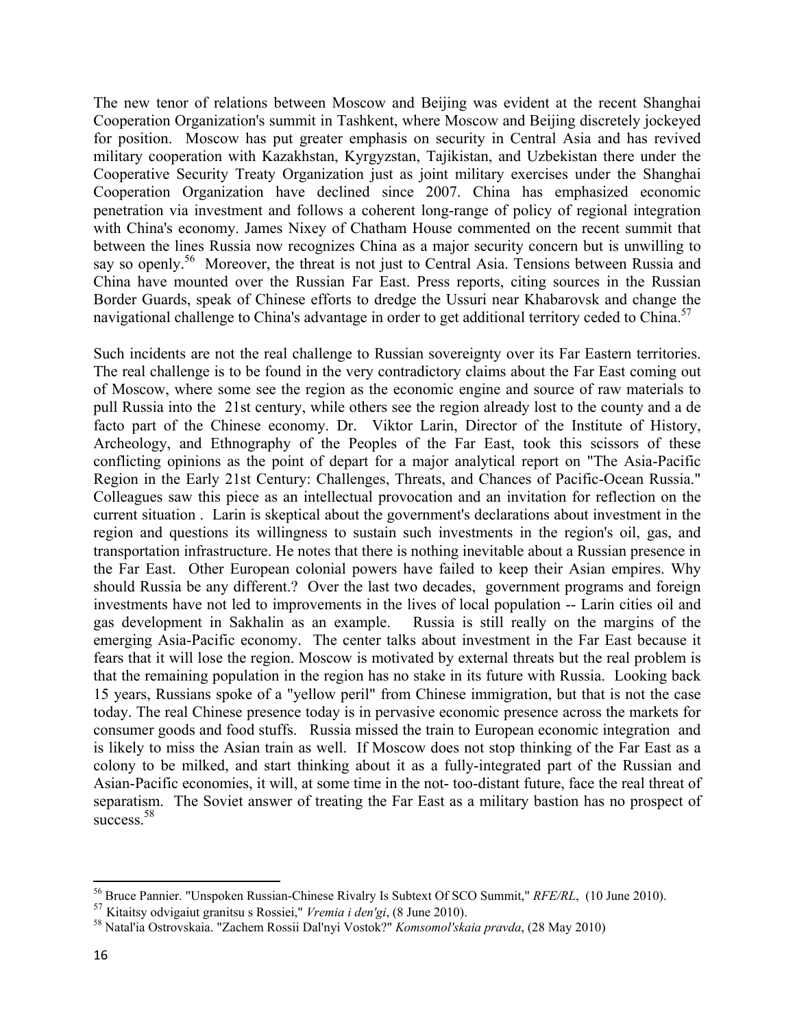The new tenor of relations between Moscow and Beijing was evident at the recent Shanghai Cooperation Organization's summit in Tashkent, where Moscow and Beijing discretely jockeyed for position. Moscow has put greater emphasis on security in Central Asia and has revived military cooperation with Kazakhstan, Kyrgyzstan, Tajikistan, and Uzbekistan there under the Cooperative Security Treaty Organization just as joint military exercises under the Shanghai Cooperation Organization have declined since 2007. China has emphasized economic penetration via investment and follows a coherent long-range of policy of regional integration with China's economy. James Nixey of Chatham House commented on the recent summit that between the lines Russia now recognizes China as a major security concern but is unwilling to say so openly.[56] Moreover, the threat is not just to Central Asia. Tensions between Russia and China have mounted over the Russian Far East. Press reports, citing sources in the Russian Border Guards, speak of Chinese efforts to dredge the Ussuri near Khabarovsk and change the navigational challenge to China's advantage in order to get additional territory ceded to China.[57]

Such incidents are not the real challenge to Russian sovereignty over its Far Eastern territories. The real challenge is to be found in the very contradictory claims about the Far East coming out of Moscow, where some see the region as the economic engine and source of raw materials to pull Russia into the 21st century, while others see the region already lost to the county and a de facto part of the Chinese economy. Dr. Viktor Larin, Director of the Institute of History, Archeology, and Ethnography of the Peoples of the Far East, took this scissors of these conflicting opinions as the point of depart for a major analytical report on "The Asia-Pacific Region in the Early 21st Century: Challenges, Threats, and Chances of Pacific-Ocean Russia." Colleagues saw this piece as an intellectual provocation and an invitation for reflection on the current situation . Larin is skeptical about the government's declarations about investment in the region and questions its willingness to sustain such investments in the region's oil, gas, and transportation infrastructure. He notes that there is nothing inevitable about a Russian presence in the Far East. Other European colonial powers have failed to keep their Asian empires. Why should Russia be any different.? Over the last two decades, government programs and foreign investments have not led to improvements in the lives of local population -- Larin cities oil and gas development in Sakhalin as an example. Russia is still really on the margins of the emerging Asia-Pacific economy. The center talks about investment in the Far East because it fears that it will lose the region. Moscow is motivated by external threats but the real problem is that the remaining population in the region has no stake in its future with Russia. Looking back 15 years, Russians spoke of a "yellow peril" from Chinese immigration, but that is not the case today. The real Chinese presence today is in pervasive economic presence across the markets for consumer goods and food stuffs. Russia missed the train to European economic integration and is likely to miss the Asian train as well. If Moscow does not stop thinking of the Far East as a colony to be milked, and start thinking about it as a fully-integrated part of the Russian and Asian-Pacific economies, it will, at some time in the not- too-distant future, face the real threat of separatism. The Soviet answer of treating the Far East as a military bastion has no prospect of success.[58]

---

[56] Bruce Pannier. "Unspoken Russian-Chinese Rivalry Is Subtext Of SCO Summit," *RFE/RL*, (10 June 2010).

[57] Kitaitsy odvigaiut granitsu s Rossiei," *Vremia i den'gi*, (8 June 2010).

[58] Natal'ia Ostrovskaia. "Zachem Rossii Dal'nyi Vostok?" *Komsomol'skaia pravda*, (28 May 2010)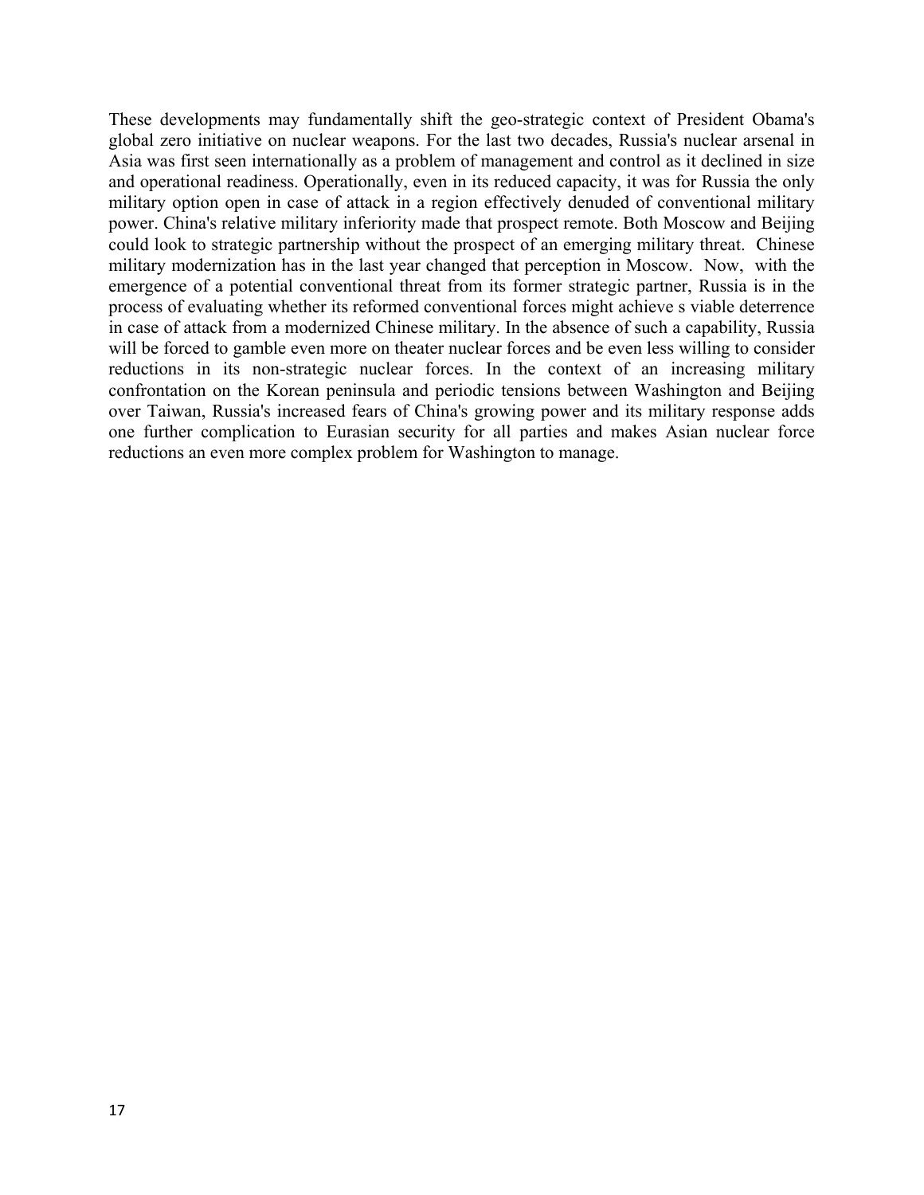These developments may fundamentally shift the geo-strategic context of President Obama's global zero initiative on nuclear weapons. For the last two decades, Russia's nuclear arsenal in Asia was first seen internationally as a problem of management and control as it declined in size and operational readiness. Operationally, even in its reduced capacity, it was for Russia the only military option open in case of attack in a region effectively denuded of conventional military power. China's relative military inferiority made that prospect remote. Both Moscow and Beijing could look to strategic partnership without the prospect of an emerging military threat. Chinese military modernization has in the last year changed that perception in Moscow. Now, with the emergence of a potential conventional threat from its former strategic partner, Russia is in the process of evaluating whether its reformed conventional forces might achieve s viable deterrence in case of attack from a modernized Chinese military. In the absence of such a capability, Russia will be forced to gamble even more on theater nuclear forces and be even less willing to consider reductions in its non-strategic nuclear forces. In the context of an increasing military confrontation on the Korean peninsula and periodic tensions between Washington and Beijing over Taiwan, Russia's increased fears of China's growing power and its military response adds one further complication to Eurasian security for all parties and makes Asian nuclear force reductions an even more complex problem for Washington to manage.